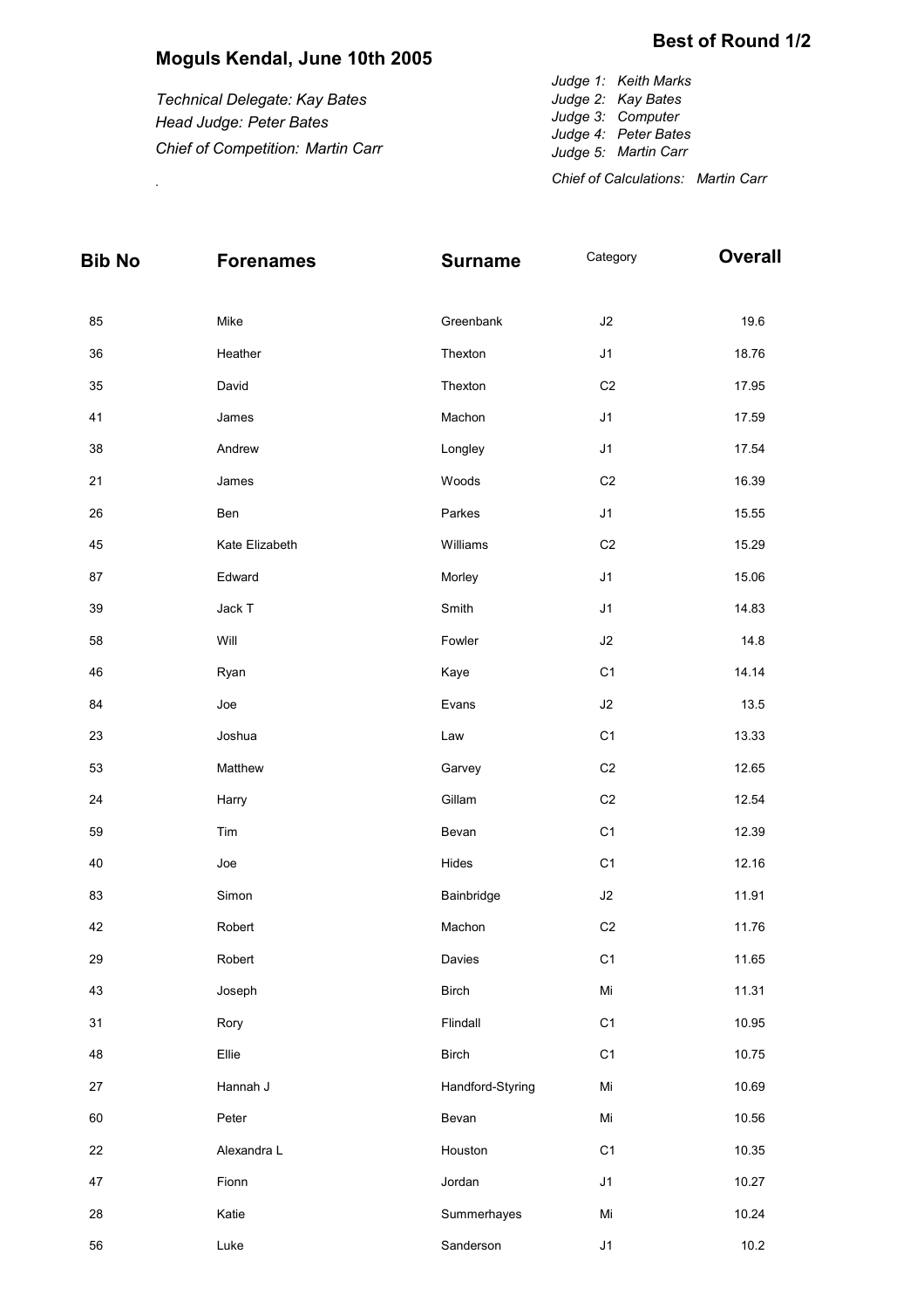## Best of Round 1/2

# Moguls Kendal, June 10th 2005

*Technical Delegate: Kay Bates*
*Head Judge: Peter Bates*
*Chief of Competition: Martin Carr*

*Judge 1: Keith Marks*
*Judge 2: Kay Bates*
*Judge 3: Computer*
*Judge 4: Peter Bates*
*Judge 5: Martin Carr*

*Chief of Calculations: Martin Carr*

| Bib No | Forenames | Surname | Category | Overall |
|---|---|---|---|---|
| 85 | Mike | Greenbank | J2 | 19.6 |
| 36 | Heather | Thexton | J1 | 18.76 |
| 35 | David | Thexton | C2 | 17.95 |
| 41 | James | Machon | J1 | 17.59 |
| 38 | Andrew | Longley | J1 | 17.54 |
| 21 | James | Woods | C2 | 16.39 |
| 26 | Ben | Parkes | J1 | 15.55 |
| 45 | Kate Elizabeth | Williams | C2 | 15.29 |
| 87 | Edward | Morley | J1 | 15.06 |
| 39 | Jack T | Smith | J1 | 14.83 |
| 58 | Will | Fowler | J2 | 14.8 |
| 46 | Ryan | Kaye | C1 | 14.14 |
| 84 | Joe | Evans | J2 | 13.5 |
| 23 | Joshua | Law | C1 | 13.33 |
| 53 | Matthew | Garvey | C2 | 12.65 |
| 24 | Harry | Gillam | C2 | 12.54 |
| 59 | Tim | Bevan | C1 | 12.39 |
| 40 | Joe | Hides | C1 | 12.16 |
| 83 | Simon | Bainbridge | J2 | 11.91 |
| 42 | Robert | Machon | C2 | 11.76 |
| 29 | Robert | Davies | C1 | 11.65 |
| 43 | Joseph | Birch | Mi | 11.31 |
| 31 | Rory | Flindall | C1 | 10.95 |
| 48 | Ellie | Birch | C1 | 10.75 |
| 27 | Hannah J | Handford-Styring | Mi | 10.69 |
| 60 | Peter | Bevan | Mi | 10.56 |
| 22 | Alexandra L | Houston | C1 | 10.35 |
| 47 | Fionn | Jordan | J1 | 10.27 |
| 28 | Katie | Summerhayes | Mi | 10.24 |
| 56 | Luke | Sanderson | J1 | 10.2 |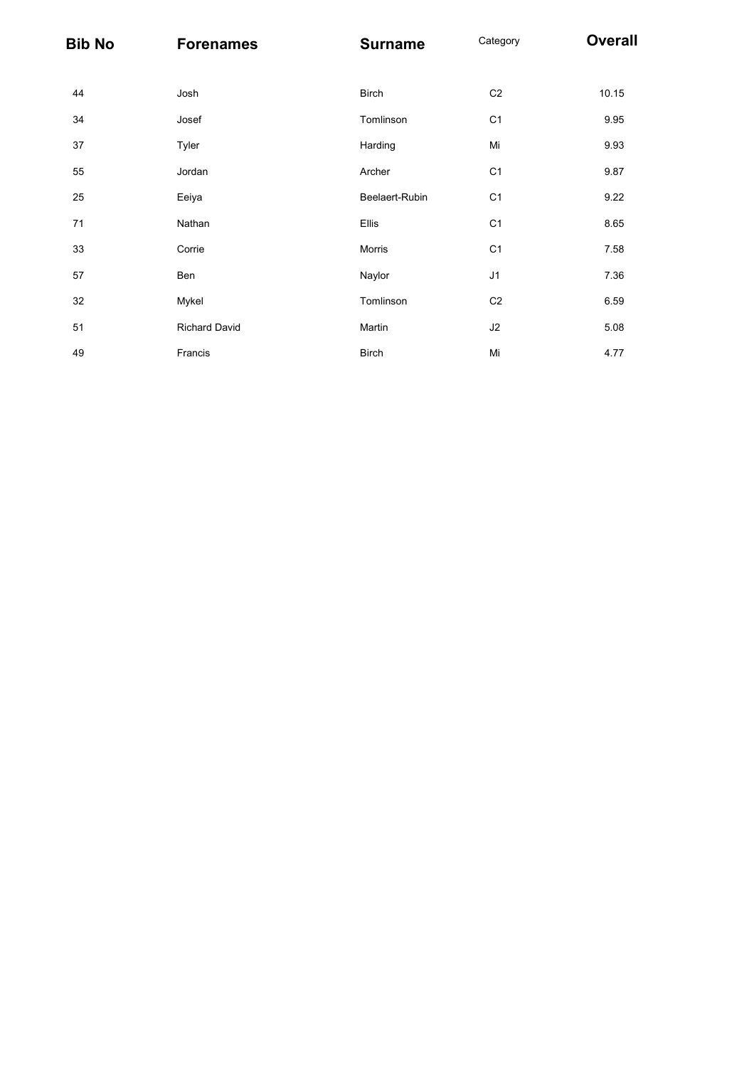| Bib No | Forenames | Surname | Category | Overall |
|---|---|---|---|---|
| 44 | Josh | Birch | C2 | 10.15 |
| 34 | Josef | Tomlinson | C1 | 9.95 |
| 37 | Tyler | Harding | Mi | 9.93 |
| 55 | Jordan | Archer | C1 | 9.87 |
| 25 | Eeiya | Beelaert-Rubin | C1 | 9.22 |
| 71 | Nathan | Ellis | C1 | 8.65 |
| 33 | Corrie | Morris | C1 | 7.58 |
| 57 | Ben | Naylor | J1 | 7.36 |
| 32 | Mykel | Tomlinson | C2 | 6.59 |
| 51 | Richard David | Martin | J2 | 5.08 |
| 49 | Francis | Birch | Mi | 4.77 |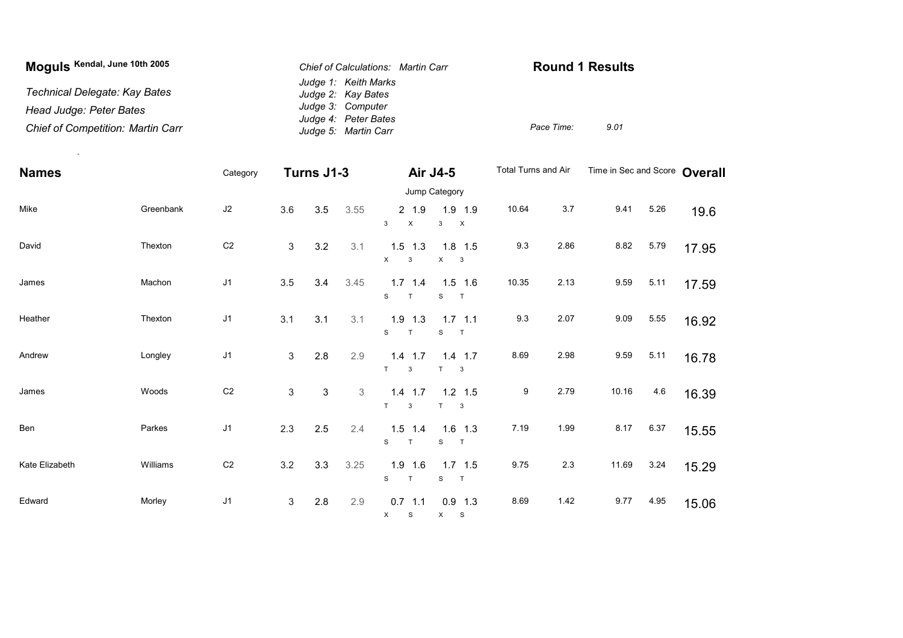**Moguls** Kendal, June 10th 2005

*Technical Delegate: Kay Bates*

*Head Judge: Peter Bates*

*Chief of Competition: Martin Carr*

*Chief of Calculations: Martin Carr*

*Judge 1: Keith Marks*
*Judge 2: Kay Bates*
*Judge 3: Computer*
*Judge 4: Peter Bates*
*Judge 5: Martin Carr*

## Round 1 Results

*Pace Time:* 9.01

| Names | | Category | Turns J1-3 | | | Air J4-5 | | | | Total Turns and Air | | Time in Sec and Score | | Overall |
|---|---|---|---|---|---|---|---|---|---|---|---|---|---|---|
| | | | | | | Jump Category | | | | | | | | |
| Mike | Greenbank | J2 | 3.6 | 3.5 | 3.55 | 2 (3) | 1.9 (X) | 1.9 (3) | 1.9 (X) | 10.64 | 3.7 | 9.41 | 5.26 | 19.6 |
| David | Thexton | C2 | 3 | 3.2 | 3.1 | 1.5 (X) | 1.3 (3) | 1.8 (X) | 1.5 (3) | 9.3 | 2.86 | 8.82 | 5.79 | 17.95 |
| James | Machon | J1 | 3.5 | 3.4 | 3.45 | 1.7 (S) | 1.4 (T) | 1.5 (S) | 1.6 (T) | 10.35 | 2.13 | 9.59 | 5.11 | 17.59 |
| Heather | Thexton | J1 | 3.1 | 3.1 | 3.1 | 1.9 (S) | 1.3 (T) | 1.7 (S) | 1.1 (T) | 9.3 | 2.07 | 9.09 | 5.55 | 16.92 |
| Andrew | Longley | J1 | 3 | 2.8 | 2.9 | 1.4 (T) | 1.7 (3) | 1.4 (T) | 1.7 (3) | 8.69 | 2.98 | 9.59 | 5.11 | 16.78 |
| James | Woods | C2 | 3 | 3 | 3 | 1.4 (T) | 1.7 (3) | 1.2 (T) | 1.5 (3) | 9 | 2.79 | 10.16 | 4.6 | 16.39 |
| Ben | Parkes | J1 | 2.3 | 2.5 | 2.4 | 1.5 (S) | 1.4 (T) | 1.6 (S) | 1.3 (T) | 7.19 | 1.99 | 8.17 | 6.37 | 15.55 |
| Kate Elizabeth | Williams | C2 | 3.2 | 3.3 | 3.25 | 1.9 (S) | 1.6 (T) | 1.7 (S) | 1.5 (T) | 9.75 | 2.3 | 11.69 | 3.24 | 15.29 |
| Edward | Morley | J1 | 3 | 2.8 | 2.9 | 0.7 (X) | 1.1 (S) | 0.9 (X) | 1.3 (S) | 8.69 | 1.42 | 9.77 | 4.95 | 15.06 |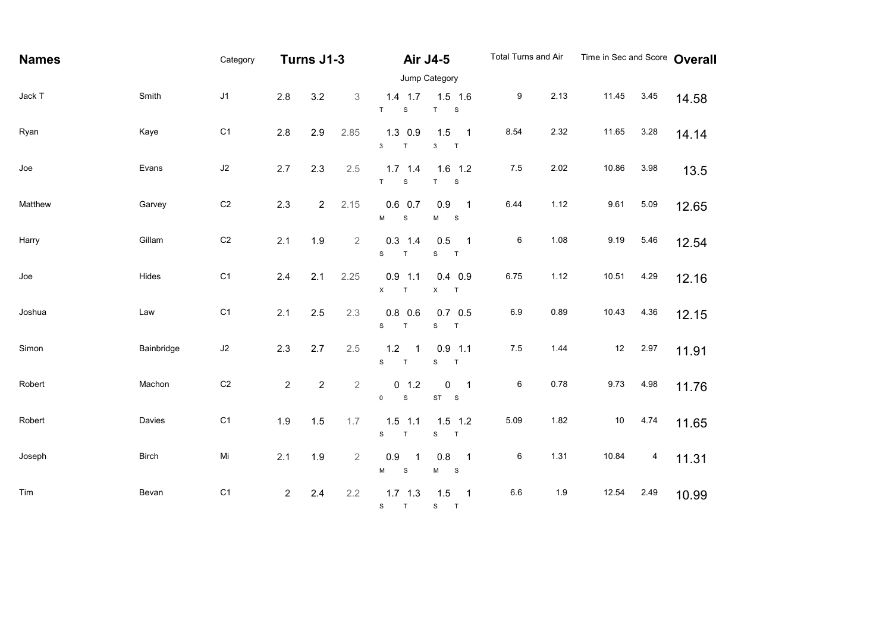| Names | | Category | Turns J1-3 | | | Air J4-5 | | | | Total Turns and Air | | Time in Sec and Score | | Overall |
|---|---|---|---|---|---|---|---|---|---|---|---|---|---|---|
| | | | | | | Jump Category | | | | | | | | |
| Jack T | Smith | J1 | 2.8 | 3.2 | 3 | 1.4 T | 1.7 S | 1.5 T | 1.6 S | 9 | 2.13 | 11.45 | 3.45 | 14.58 |
| Ryan | Kaye | C1 | 2.8 | 2.9 | 2.85 | 1.3 3 | 0.9 T | 1.5 3 | 1 T | 8.54 | 2.32 | 11.65 | 3.28 | 14.14 |
| Joe | Evans | J2 | 2.7 | 2.3 | 2.5 | 1.7 T | 1.4 S | 1.6 T | 1.2 S | 7.5 | 2.02 | 10.86 | 3.98 | 13.5 |
| Matthew | Garvey | C2 | 2.3 | 2 | 2.15 | 0.6 M | 0.7 S | 0.9 M | 1 S | 6.44 | 1.12 | 9.61 | 5.09 | 12.65 |
| Harry | Gillam | C2 | 2.1 | 1.9 | 2 | 0.3 S | 1.4 T | 0.5 S | 1 T | 6 | 1.08 | 9.19 | 5.46 | 12.54 |
| Joe | Hides | C1 | 2.4 | 2.1 | 2.25 | 0.9 X | 1.1 T | 0.4 X | 0.9 T | 6.75 | 1.12 | 10.51 | 4.29 | 12.16 |
| Joshua | Law | C1 | 2.1 | 2.5 | 2.3 | 0.8 S | 0.6 T | 0.7 S | 0.5 T | 6.9 | 0.89 | 10.43 | 4.36 | 12.15 |
| Simon | Bainbridge | J2 | 2.3 | 2.7 | 2.5 | 1.2 S | 1 T | 0.9 S | 1.1 T | 7.5 | 1.44 | 12 | 2.97 | 11.91 |
| Robert | Machon | C2 | 2 | 2 | 2 | 0 0 | 1.2 S | 0 ST | 1 S | 6 | 0.78 | 9.73 | 4.98 | 11.76 |
| Robert | Davies | C1 | 1.9 | 1.5 | 1.7 | 1.5 S | 1.1 T | 1.5 S | 1.2 T | 5.09 | 1.82 | 10 | 4.74 | 11.65 |
| Joseph | Birch | Mi | 2.1 | 1.9 | 2 | 0.9 M | 1 S | 0.8 M | 1 S | 6 | 1.31 | 10.84 | 4 | 11.31 |
| Tim | Bevan | C1 | 2 | 2.4 | 2.2 | 1.7 S | 1.3 T | 1.5 S | 1 T | 6.6 | 1.9 | 12.54 | 2.49 | 10.99 |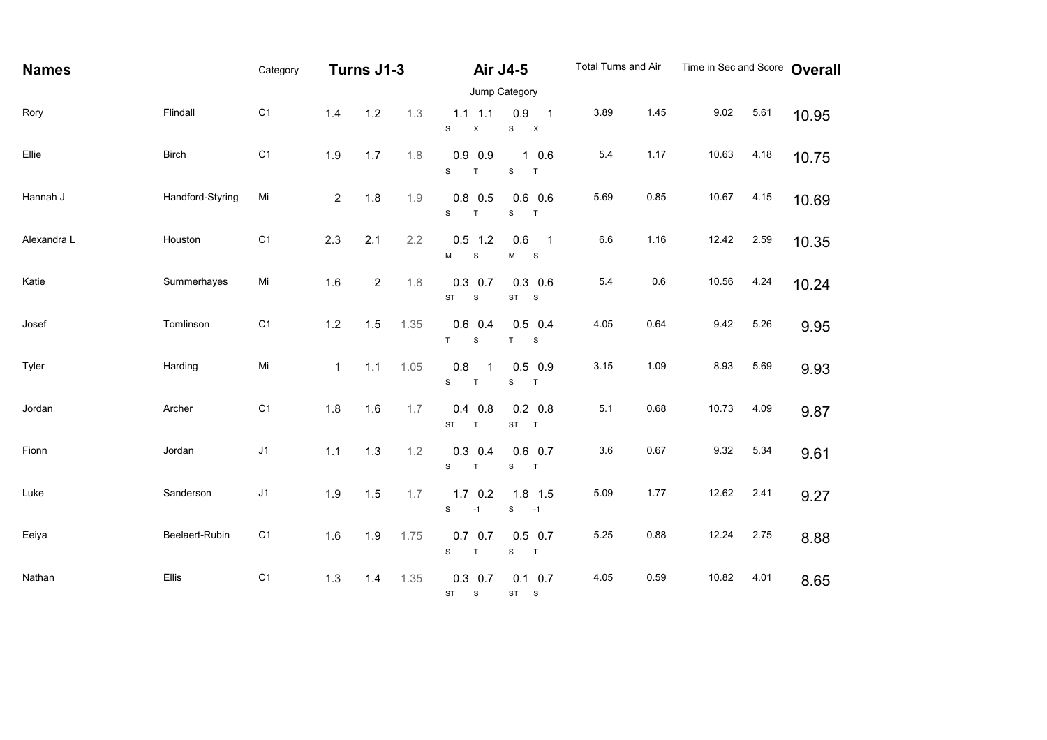| Names | | Category | Turns J1-3 | | | Air J4-5 | | | | Total Turns and Air | | Time in Sec and Score | | Overall |
|---|---|---|---|---|---|---|---|---|---|---|---|---|---|---|
| | | | | | | Jump Category | | | | | | | | |
| Rory | Flindall | C1 | 1.4 | 1.2 | 1.3 | 1.1 S | 1.1 X | 0.9 S | 1 X | 3.89 | 1.45 | 9.02 | 5.61 | 10.95 |
| Ellie | Birch | C1 | 1.9 | 1.7 | 1.8 | 0.9 S | 0.9 T | 1 S | 0.6 T | 5.4 | 1.17 | 10.63 | 4.18 | 10.75 |
| Hannah J | Handford-Styring | Mi | 2 | 1.8 | 1.9 | 0.8 S | 0.5 T | 0.6 S | 0.6 T | 5.69 | 0.85 | 10.67 | 4.15 | 10.69 |
| Alexandra L | Houston | C1 | 2.3 | 2.1 | 2.2 | 0.5 M | 1.2 S | 0.6 M | 1 S | 6.6 | 1.16 | 12.42 | 2.59 | 10.35 |
| Katie | Summerhayes | Mi | 1.6 | 2 | 1.8 | 0.3 ST | 0.7 S | 0.3 ST | 0.6 S | 5.4 | 0.6 | 10.56 | 4.24 | 10.24 |
| Josef | Tomlinson | C1 | 1.2 | 1.5 | 1.35 | 0.6 T | 0.4 S | 0.5 T | 0.4 S | 4.05 | 0.64 | 9.42 | 5.26 | 9.95 |
| Tyler | Harding | Mi | 1 | 1.1 | 1.05 | 0.8 S | 1 T | 0.5 S | 0.9 T | 3.15 | 1.09 | 8.93 | 5.69 | 9.93 |
| Jordan | Archer | C1 | 1.8 | 1.6 | 1.7 | 0.4 ST | 0.8 T | 0.2 ST | 0.8 T | 5.1 | 0.68 | 10.73 | 4.09 | 9.87 |
| Fionn | Jordan | J1 | 1.1 | 1.3 | 1.2 | 0.3 S | 0.4 T | 0.6 S | 0.7 T | 3.6 | 0.67 | 9.32 | 5.34 | 9.61 |
| Luke | Sanderson | J1 | 1.9 | 1.5 | 1.7 | 1.7 S | 0.2 -1 | 1.8 S | 1.5 -1 | 5.09 | 1.77 | 12.62 | 2.41 | 9.27 |
| Eeiya | Beelaert-Rubin | C1 | 1.6 | 1.9 | 1.75 | 0.7 S | 0.7 T | 0.5 S | 0.7 T | 5.25 | 0.88 | 12.24 | 2.75 | 8.88 |
| Nathan | Ellis | C1 | 1.3 | 1.4 | 1.35 | 0.3 ST | 0.7 S | 0.1 ST | 0.7 S | 4.05 | 0.59 | 10.82 | 4.01 | 8.65 |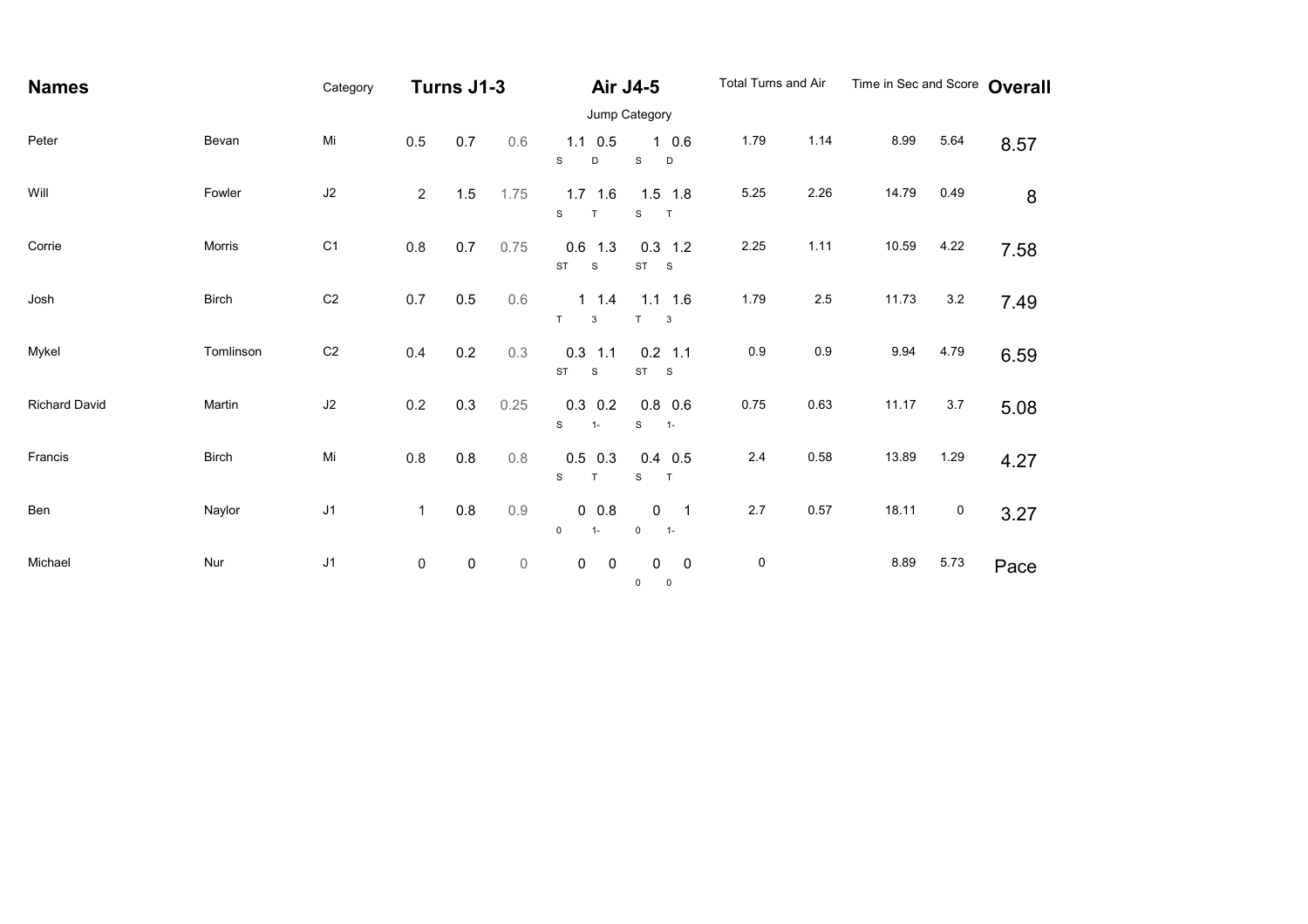| Names | | Category | Turns J1-3 | | | Air J4-5 | | | | Total Turns and Air | | Time in Sec and Score | | Overall |
|---|---|---|---|---|---|---|---|---|---|---|---|---|---|---|
| | | | | | | Jump Category | | | | | | | | |
| Peter | Bevan | Mi | 0.5 | 0.7 | 0.6 | 1.1 S | 0.5 D | 1 S | 0.6 D | 1.79 | 1.14 | 8.99 | 5.64 | 8.57 |
| Will | Fowler | J2 | 2 | 1.5 | 1.75 | 1.7 S | 1.6 T | 1.5 S | 1.8 T | 5.25 | 2.26 | 14.79 | 0.49 | 8 |
| Corrie | Morris | C1 | 0.8 | 0.7 | 0.75 | 0.6 ST | 1.3 S | 0.3 ST | 1.2 S | 2.25 | 1.11 | 10.59 | 4.22 | 7.58 |
| Josh | Birch | C2 | 0.7 | 0.5 | 0.6 | 1 T | 1.4 3 | 1.1 T | 1.6 3 | 1.79 | 2.5 | 11.73 | 3.2 | 7.49 |
| Mykel | Tomlinson | C2 | 0.4 | 0.2 | 0.3 | 0.3 ST | 1.1 S | 0.2 ST | 1.1 S | 0.9 | 0.9 | 9.94 | 4.79 | 6.59 |
| Richard David | Martin | J2 | 0.2 | 0.3 | 0.25 | 0.3 S | 0.2 1- | 0.8 S | 0.6 1- | 0.75 | 0.63 | 11.17 | 3.7 | 5.08 |
| Francis | Birch | Mi | 0.8 | 0.8 | 0.8 | 0.5 S | 0.3 T | 0.4 S | 0.5 T | 2.4 | 0.58 | 13.89 | 1.29 | 4.27 |
| Ben | Naylor | J1 | 1 | 0.8 | 0.9 | 0 0 | 0.8 1- | 0 0 | 1 1- | 2.7 | 0.57 | 18.11 | 0 | 3.27 |
| Michael | Nur | J1 | 0 | 0 | 0 | 0 | 0 | 0 0 | 0 0 | 0 | | 8.89 | 5.73 | Pace |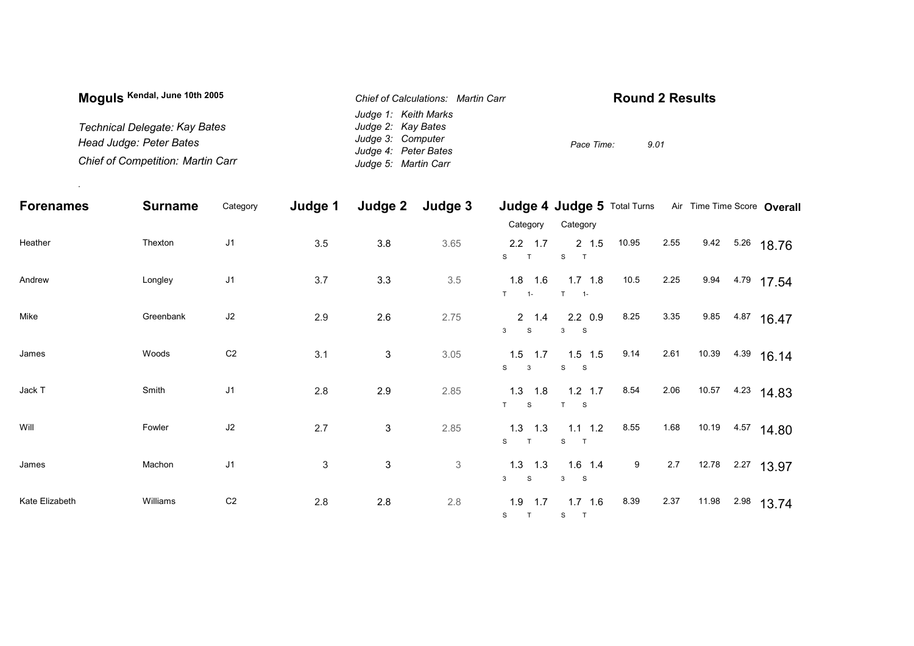**Moguls** Kendal, June 10th 2005

*Technical Delegate: Kay Bates*
*Head Judge: Peter Bates*
*Chief of Competition: Martin Carr*

*Chief of Calculations: Martin Carr*
*Judge 1: Keith Marks*
*Judge 2: Kay Bates*
*Judge 3: Computer*
*Judge 4: Peter Bates*
*Judge 5: Martin Carr*

**Round 2 Results**

*Pace Time:* *9.01*

| Forenames | Surname | Category | Judge 1 | Judge 2 | Judge 3 | Judge 4 Category | | Judge 5 Category | | Total Turns | Air | Time | Time Score | Overall |
|---|---|---|---|---|---|---|---|---|---|---|---|---|---|---|
| Heather | Thexton | J1 | 3.5 | 3.8 | 3.65 | 2.2 S | 1.7 T | 2 S | 1.5 T | 10.95 | 2.55 | 9.42 | 5.26 | 18.76 |
| Andrew | Longley | J1 | 3.7 | 3.3 | 3.5 | 1.8 T | 1.6 1- | 1.7 T | 1.8 1- | 10.5 | 2.25 | 9.94 | 4.79 | 17.54 |
| Mike | Greenbank | J2 | 2.9 | 2.6 | 2.75 | 2 3 | 1.4 S | 2.2 3 | 0.9 S | 8.25 | 3.35 | 9.85 | 4.87 | 16.47 |
| James | Woods | C2 | 3.1 | 3 | 3.05 | 1.5 S | 1.7 3 | 1.5 S | 1.5 S | 9.14 | 2.61 | 10.39 | 4.39 | 16.14 |
| Jack T | Smith | J1 | 2.8 | 2.9 | 2.85 | 1.3 T | 1.8 S | 1.2 T | 1.7 S | 8.54 | 2.06 | 10.57 | 4.23 | 14.83 |
| Will | Fowler | J2 | 2.7 | 3 | 2.85 | 1.3 S | 1.3 T | 1.1 S | 1.2 T | 8.55 | 1.68 | 10.19 | 4.57 | 14.80 |
| James | Machon | J1 | 3 | 3 | 3 | 1.3 3 | 1.3 S | 1.6 3 | 1.4 S | 9 | 2.7 | 12.78 | 2.27 | 13.97 |
| Kate Elizabeth | Williams | C2 | 2.8 | 2.8 | 2.8 | 1.9 S | 1.7 T | 1.7 S | 1.6 T | 8.39 | 2.37 | 11.98 | 2.98 | 13.74 |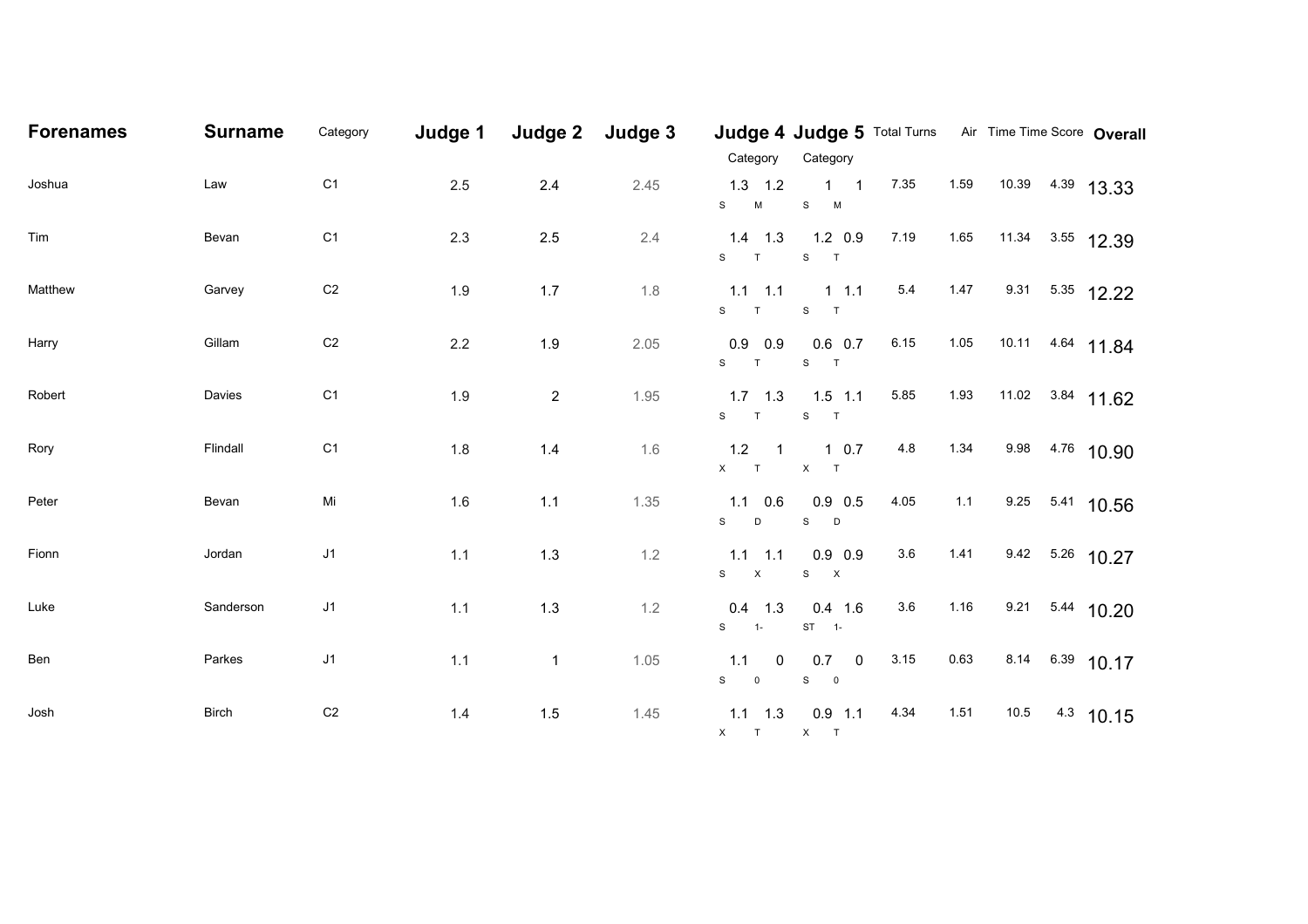| Forenames | Surname | Category | Judge 1 | Judge 2 | Judge 3 | Judge 4 Category | | Judge 5 Category | | Total Turns | Air | Time | Time Score | Overall |
|---|---|---|---|---|---|---|---|---|---|---|---|---|---|---|
| Joshua | Law | C1 | 2.5 | 2.4 | 2.45 | 1.3 S | 1.2 M | 1 S | 1 M | 7.35 | 1.59 | 10.39 | 4.39 | 13.33 |
| Tim | Bevan | C1 | 2.3 | 2.5 | 2.4 | 1.4 S | 1.3 T | 1.2 S | 0.9 T | 7.19 | 1.65 | 11.34 | 3.55 | 12.39 |
| Matthew | Garvey | C2 | 1.9 | 1.7 | 1.8 | 1.1 S | 1.1 T | 1 S | 1.1 T | 5.4 | 1.47 | 9.31 | 5.35 | 12.22 |
| Harry | Gillam | C2 | 2.2 | 1.9 | 2.05 | 0.9 S | 0.9 T | 0.6 S | 0.7 T | 6.15 | 1.05 | 10.11 | 4.64 | 11.84 |
| Robert | Davies | C1 | 1.9 | 2 | 1.95 | 1.7 S | 1.3 T | 1.5 S | 1.1 T | 5.85 | 1.93 | 11.02 | 3.84 | 11.62 |
| Rory | Flindall | C1 | 1.8 | 1.4 | 1.6 | 1.2 X | 1 T | 1 X | 0.7 T | 4.8 | 1.34 | 9.98 | 4.76 | 10.90 |
| Peter | Bevan | Mi | 1.6 | 1.1 | 1.35 | 1.1 S | 0.6 D | 0.9 S | 0.5 D | 4.05 | 1.1 | 9.25 | 5.41 | 10.56 |
| Fionn | Jordan | J1 | 1.1 | 1.3 | 1.2 | 1.1 S | 1.1 X | 0.9 S | 0.9 X | 3.6 | 1.41 | 9.42 | 5.26 | 10.27 |
| Luke | Sanderson | J1 | 1.1 | 1.3 | 1.2 | 0.4 S | 1.3 1- | 0.4 ST | 1.6 1- | 3.6 | 1.16 | 9.21 | 5.44 | 10.20 |
| Ben | Parkes | J1 | 1.1 | 1 | 1.05 | 1.1 S | 0 0 | 0.7 S | 0 0 | 3.15 | 0.63 | 8.14 | 6.39 | 10.17 |
| Josh | Birch | C2 | 1.4 | 1.5 | 1.45 | 1.1 X | 1.3 T | 0.9 X | 1.1 T | 4.34 | 1.51 | 10.5 | 4.3 | 10.15 |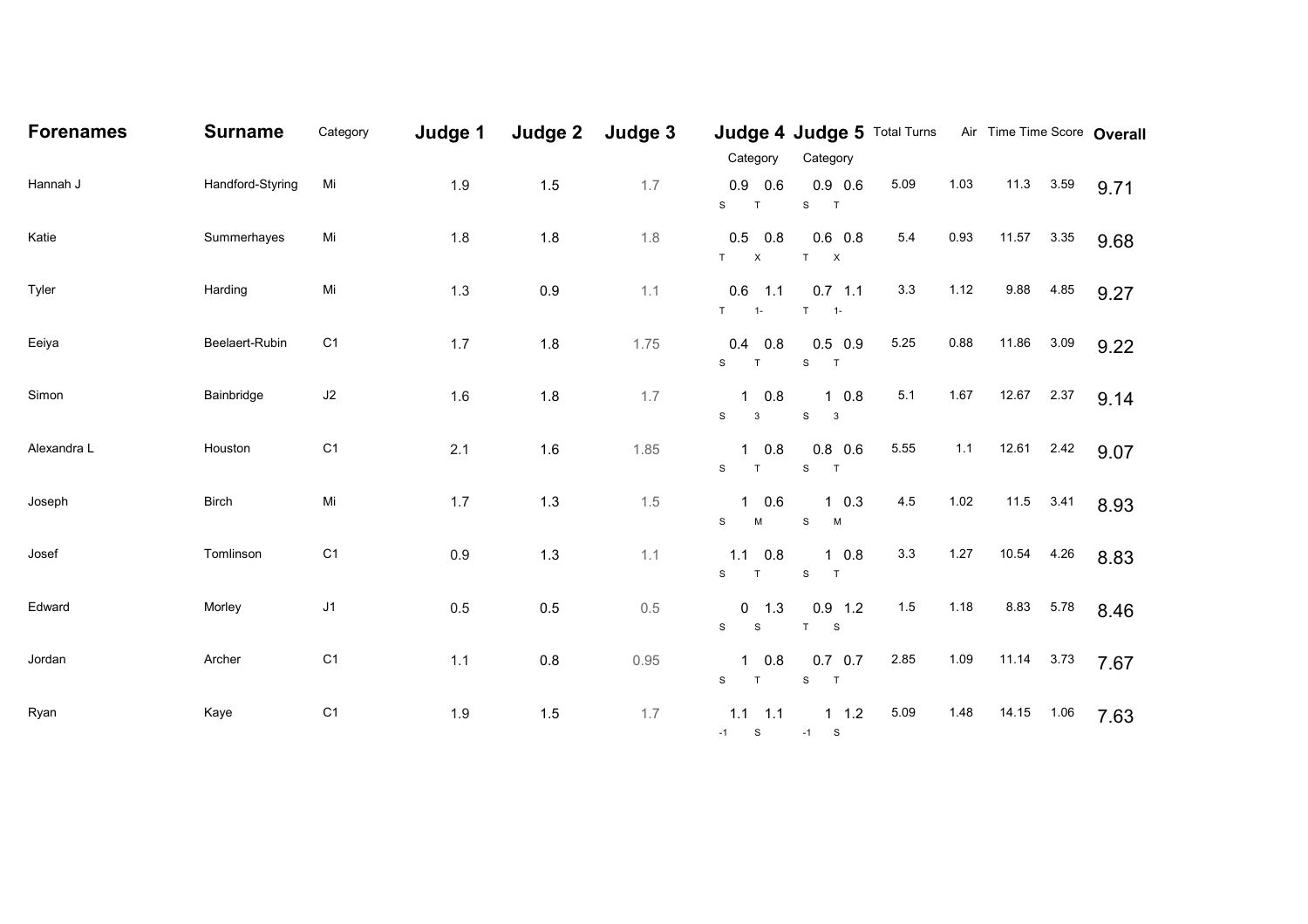| Forenames | Surname | Category | Judge 1 | Judge 2 | Judge 3 | Judge 4 | | Judge 5 | | Total Turns | Air | Time | Time Score | Overall |
|---|---|---|---|---|---|---|---|---|---|---|---|---|---|---|
| | | | | | | Category | | Category | | | | | | |
| Hannah J | Handford-Styring | Mi | 1.9 | 1.5 | 1.7 | 0.9 S | 0.6 T | 0.9 S | 0.6 T | 5.09 | 1.03 | 11.3 | 3.59 | 9.71 |
| Katie | Summerhayes | Mi | 1.8 | 1.8 | 1.8 | 0.5 T | 0.8 X | 0.6 T | 0.8 X | 5.4 | 0.93 | 11.57 | 3.35 | 9.68 |
| Tyler | Harding | Mi | 1.3 | 0.9 | 1.1 | 0.6 T | 1.1 1- | 0.7 T | 1.1 1- | 3.3 | 1.12 | 9.88 | 4.85 | 9.27 |
| Eeiya | Beelaert-Rubin | C1 | 1.7 | 1.8 | 1.75 | 0.4 S | 0.8 T | 0.5 S | 0.9 T | 5.25 | 0.88 | 11.86 | 3.09 | 9.22 |
| Simon | Bainbridge | J2 | 1.6 | 1.8 | 1.7 | 1 S | 0.8 3 | 1 S | 0.8 3 | 5.1 | 1.67 | 12.67 | 2.37 | 9.14 |
| Alexandra L | Houston | C1 | 2.1 | 1.6 | 1.85 | 1 S | 0.8 T | 0.8 S | 0.6 T | 5.55 | 1.1 | 12.61 | 2.42 | 9.07 |
| Joseph | Birch | Mi | 1.7 | 1.3 | 1.5 | 1 S | 0.6 M | 1 S | 0.3 M | 4.5 | 1.02 | 11.5 | 3.41 | 8.93 |
| Josef | Tomlinson | C1 | 0.9 | 1.3 | 1.1 | 1.1 S | 0.8 T | 1 S | 0.8 T | 3.3 | 1.27 | 10.54 | 4.26 | 8.83 |
| Edward | Morley | J1 | 0.5 | 0.5 | 0.5 | 0 S | 1.3 S | 0.9 T | 1.2 S | 1.5 | 1.18 | 8.83 | 5.78 | 8.46 |
| Jordan | Archer | C1 | 1.1 | 0.8 | 0.95 | 1 S | 0.8 T | 0.7 S | 0.7 T | 2.85 | 1.09 | 11.14 | 3.73 | 7.67 |
| Ryan | Kaye | C1 | 1.9 | 1.5 | 1.7 | 1.1 -1 | 1.1 S | 1 -1 | 1.2 S | 5.09 | 1.48 | 14.15 | 1.06 | 7.63 |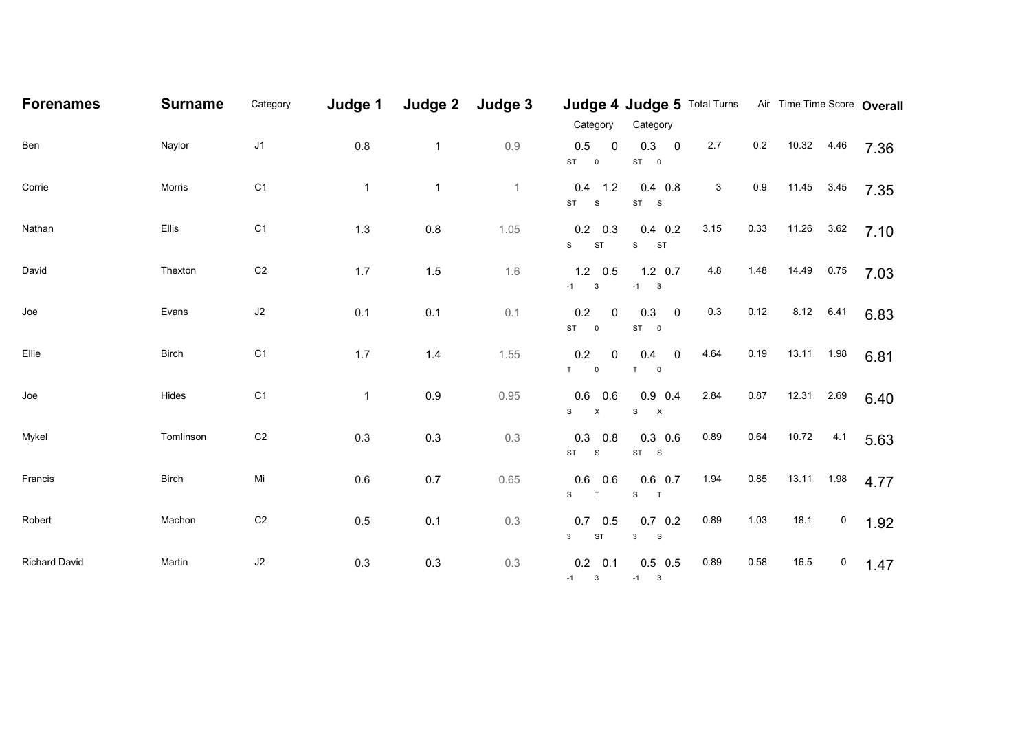| Forenames | Surname | Category | Judge 1 | Judge 2 | Judge 3 | Judge 4 | | Judge 5 | | Total Turns | Air | Time | Time Score | Overall |
|---|---|---|---|---|---|---|---|---|---|---|---|---|---|---|
| | | | | | | Category | | Category | | | | | | |
| Ben | Naylor | J1 | 0.8 | 1 | 0.9 | 0.5 ST | 0 0 | 0.3 ST | 0 0 | 2.7 | 0.2 | 10.32 | 4.46 | 7.36 |
| Corrie | Morris | C1 | 1 | 1 | 1 | 0.4 ST | 1.2 S | 0.4 ST | 0.8 S | 3 | 0.9 | 11.45 | 3.45 | 7.35 |
| Nathan | Ellis | C1 | 1.3 | 0.8 | 1.05 | 0.2 S | 0.3 ST | 0.4 S | 0.2 ST | 3.15 | 0.33 | 11.26 | 3.62 | 7.10 |
| David | Thexton | C2 | 1.7 | 1.5 | 1.6 | 1.2 -1 | 0.5 3 | 1.2 -1 | 0.7 3 | 4.8 | 1.48 | 14.49 | 0.75 | 7.03 |
| Joe | Evans | J2 | 0.1 | 0.1 | 0.1 | 0.2 ST | 0 0 | 0.3 ST | 0 0 | 0.3 | 0.12 | 8.12 | 6.41 | 6.83 |
| Ellie | Birch | C1 | 1.7 | 1.4 | 1.55 | 0.2 T | 0 0 | 0.4 T | 0 0 | 4.64 | 0.19 | 13.11 | 1.98 | 6.81 |
| Joe | Hides | C1 | 1 | 0.9 | 0.95 | 0.6 S | 0.6 X | 0.9 S | 0.4 X | 2.84 | 0.87 | 12.31 | 2.69 | 6.40 |
| Mykel | Tomlinson | C2 | 0.3 | 0.3 | 0.3 | 0.3 ST | 0.8 S | 0.3 ST | 0.6 S | 0.89 | 0.64 | 10.72 | 4.1 | 5.63 |
| Francis | Birch | Mi | 0.6 | 0.7 | 0.65 | 0.6 S | 0.6 T | 0.6 S | 0.7 T | 1.94 | 0.85 | 13.11 | 1.98 | 4.77 |
| Robert | Machon | C2 | 0.5 | 0.1 | 0.3 | 0.7 3 | 0.5 ST | 0.7 3 | 0.2 S | 0.89 | 1.03 | 18.1 | 0 | 1.92 |
| Richard David | Martin | J2 | 0.3 | 0.3 | 0.3 | 0.2 -1 | 0.1 3 | 0.5 -1 | 0.5 3 | 0.89 | 0.58 | 16.5 | 0 | 1.47 |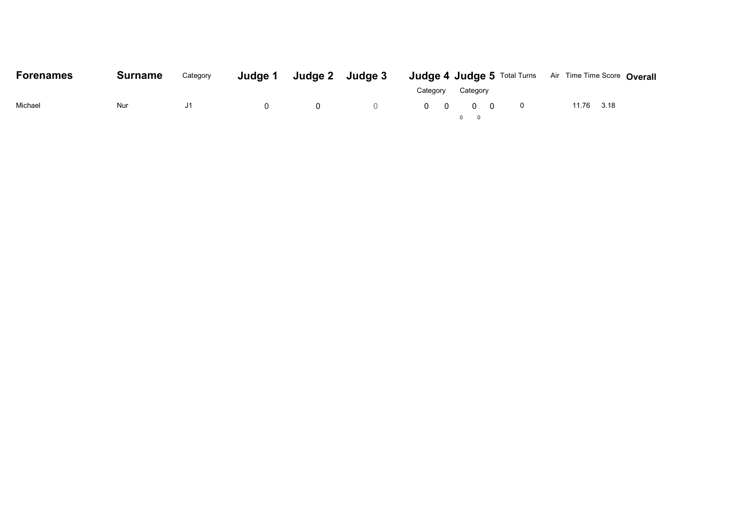| Forenames | Surname | Category | Judge 1 | Judge 2 | Judge 3 | Judge 4 | | Judge 5 | | Total Turns | Air | Time | Time Score | Overall |
|---|---|---|---|---|---|---|---|---|---|---|---|---|---|---|
| | | | | | | Category | | Category | | | | | | |
| Michael | Nur | J1 | 0 | 0 | 0 | 0 | 0 | 0 | 0 | 0 | | 11.76 | 3.18 | |
| | | | | | | | 0 | 0 | | | | | | |